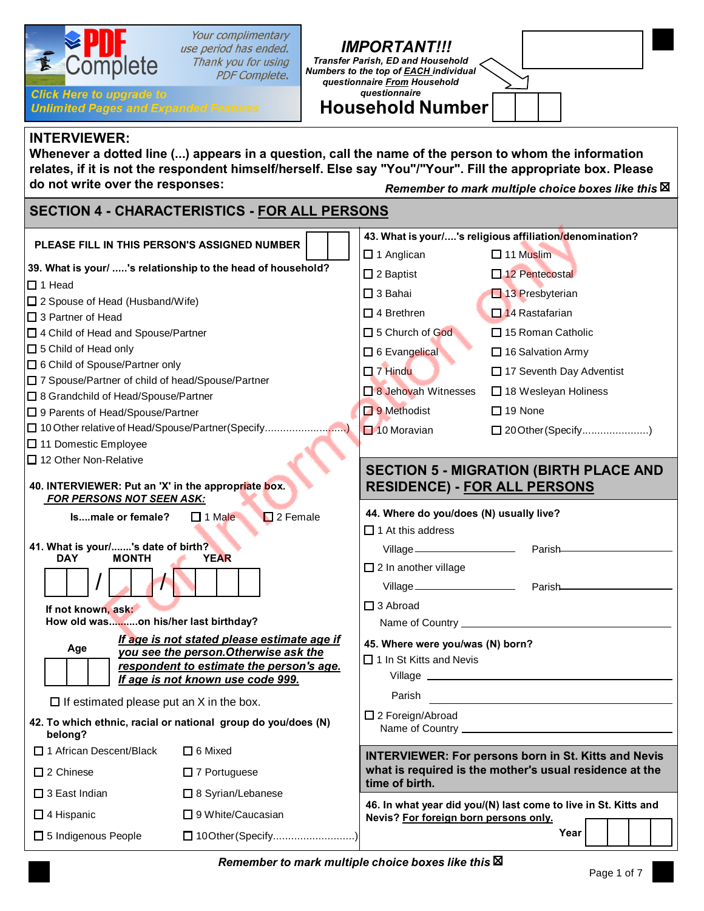**IMPORTANT!!!**
*Transfer Parish, ED and Household Numbers to the top of EACH individual questionnaire From Household questionnaire*

**Household Number** [ | | ]

**INTERVIEWER:**
**Whenever a dotted line (...) appears in a question, call the name of the person to whom the information relates, if it is not the respondent himself/herself. Else say "You"/"Your". Fill the appropriate box. Please do not write over the responses:**
***Remember to mark multiple choice boxes like this*** ☒

## SECTION 4 - CHARACTERISTICS - FOR ALL PERSONS

**PLEASE FILL IN THIS PERSON'S ASSIGNED NUMBER** [ | ]

**39. What is your/ .....'s relationship to the head of household?**

- ☐ 1 Head
- ☐ 2 Spouse of Head (Husband/Wife)
- ☐ 3 Partner of Head
- ☐ 4 Child of Head and Spouse/Partner
- ☐ 5 Child of Head only
- ☐ 6 Child of Spouse/Partner only
- ☐ 7 Spouse/Partner of child of head/Spouse/Partner
- ☐ 8 Grandchild of Head/Spouse/Partner
- ☐ 9 Parents of Head/Spouse/Partner
- ☐ 10 Other relative of Head/Spouse/Partner(Specify.............................)
- ☐ 11 Domestic Employee
- ☐ 12 Other Non-Relative

**40. INTERVIEWER: Put an 'X' in the appropriate box.**
***FOR PERSONS NOT SEEN ASK:***

**Is....male or female?** ☐ 1 Male ☐ 2 Female

**41. What is your/.......'s date of birth?**

**DAY** [ | ] / **MONTH** [ | ] / **YEAR** [ | | | ]

**If not known, ask:**
**How old was.........on his/her last birthday?**

**Age** [ | | ]

***If age is not stated please estimate age if you see the person.Otherwise ask the respondent to estimate the person's age. If age is not known use code 999.***

☐ If estimated please put an X in the box.

**42. To which ethnic, racial or national group do you/does (N) belong?**

- ☐ 1 African Descent/Black
- ☐ 2 Chinese
- ☐ 3 East Indian
- ☐ 4 Hispanic
- ☐ 5 Indigenous People
- ☐ 6 Mixed
- ☐ 7 Portuguese
- ☐ 8 Syrian/Lebanese
- ☐ 9 White/Caucasian
- ☐ 10 Other (Specify...........................)

**43. What is your/....'s religious affiliation/denomination?**

- ☐ 1 Anglican
- ☐ 2 Baptist
- ☐ 3 Bahai
- ☐ 4 Brethren
- ☐ 5 Church of God
- ☐ 6 Evangelical
- ☐ 7 Hindu
- ☐ 8 Jehovah Witnesses
- ☐ 9 Methodist
- ☐ 10 Moravian
- ☐ 11 Muslim
- ☐ 12 Pentecostal
- ☐ 13 Presbyterian
- ☐ 14 Rastafarian
- ☐ 15 Roman Catholic
- ☐ 16 Salvation Army
- ☐ 17 Seventh Day Adventist
- ☐ 18 Wesleyan Holiness
- ☐ 19 None
- ☐ 20 Other (Specify......................)

## SECTION 5 - MIGRATION (BIRTH PLACE AND RESIDENCE) - FOR ALL PERSONS

**44. Where do you/does (N) usually live?**

☐ 1 At this address

Village ____________ Parish ____________

☐ 2 In another village

Village ____________ Parish ____________

☐ 3 Abroad

Name of Country ____________

**45. Where were you/was (N) born?**

☐ 1 In St Kitts and Nevis

Village ____________

Parish ____________

☐ 2 Foreign/Abroad

Name of Country ____________

**INTERVIEWER: For persons born in St. Kitts and Nevis what is required is the mother's usual residence at the time of birth.**

**46. In what year did you/(N) last come to live in St. Kitts and Nevis? For foreign born persons only.**

**Year** [ | | | ]

***Remember to mark multiple choice boxes like this*** ☒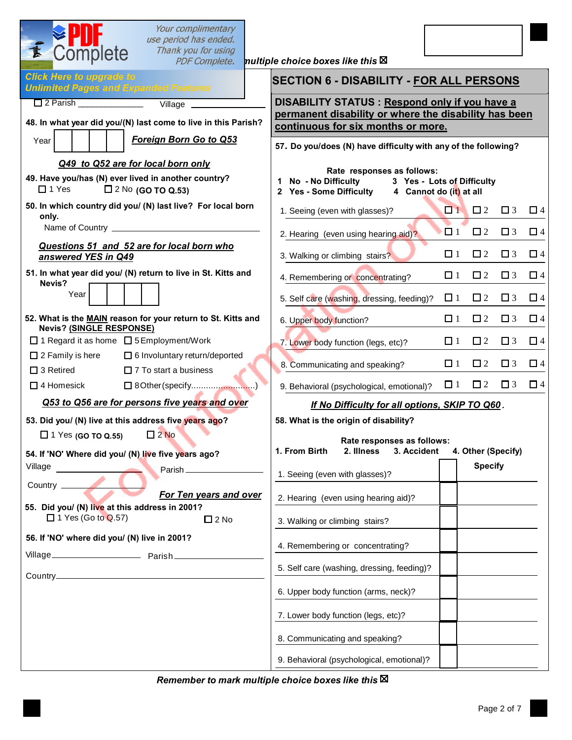multiple choice boxes like this ☒

☐ 2 Parish ______________ Village ______________

**48. In what year did you/(N) last come to live in this Parish?**

Year [ | | | ] ***Foreign Born Go to Q53***

***Q49 to Q52 are for local born only***

**49. Have you/has (N) ever lived in another country?**

☐ 1 Yes ☐ 2 No **(GO TO Q.53)**

**50. In which country did you/ (N) last live? For local born only.**

Name of Country ______________________________

***Questions 51 and 52 are for local born who answered YES in Q49***

**51. In what year did you/ (N) return to live in St. Kitts and Nevis?**

Year [ | | | ]

**52. What is the MAIN reason for your return to St. Kitts and Nevis? (SINGLE RESPONSE)**

☐ 1 Regard it as home ☐ 5 Employment/Work
☐ 2 Family is here ☐ 6 Involuntary return/deported
☐ 3 Retired ☐ 7 To start a business
☐ 4 Homesick ☐ 8 Other (specify..........................)

***Q53 to Q56 are for persons five years and over***

**53. Did you/ (N) live at this address five years ago?**

☐ 1 Yes **(GO TO Q.55)** ☐ 2 No

**54. If 'NO' Where did you/ (N) live five years ago?**

Village ______________ Parish ______________

Country ______________

***For Ten years and over***

**55. Did you/ (N) live at this address in 2001?**

☐ 1 Yes (Go to Q.57) ☐ 2 No

**56. If 'NO' where did you/ (N) live in 2001?**

Village ______________ Parish ______________

Country ______________

## SECTION 6 - DISABILITY - FOR ALL PERSONS

**DISABILITY STATUS : Respond only if you have a permanent disability or where the disability has been continuous for six months or more.**

**57. Do you/does (N) have difficulty with any of the following?**

**Rate responses as follows:**
**1 No - No Difficulty** **3 Yes - Lots of Difficulty**
**2 Yes - Some Difficulty** **4 Cannot do (it) at all**

| | | | | |
|---|---|---|---|---|
| 1. Seeing (even with glasses)? | ☐ 1 | ☐ 2 | ☐ 3 | ☐ 4 |
| 2. Hearing (even using hearing aid)? | ☐ 1 | ☐ 2 | ☐ 3 | ☐ 4 |
| 3. Walking or climbing stairs? | ☐ 1 | ☐ 2 | ☐ 3 | ☐ 4 |
| 4. Remembering or concentrating? | ☐ 1 | ☐ 2 | ☐ 3 | ☐ 4 |
| 5. Self care (washing, dressing, feeding)? | ☐ 1 | ☐ 2 | ☐ 3 | ☐ 4 |
| 6. Upper body function? | ☐ 1 | ☐ 2 | ☐ 3 | ☐ 4 |
| 7. Lower body function (legs, etc)? | ☐ 1 | ☐ 2 | ☐ 3 | ☐ 4 |
| 8. Communicating and speaking? | ☐ 1 | ☐ 2 | ☐ 3 | ☐ 4 |
| 9. Behavioral (psychological, emotional)? | ☐ 1 | ☐ 2 | ☐ 3 | ☐ 4 |

***If No Difficulty for all options, SKIP TO Q60.***

**58. What is the origin of disability?**

**Rate responses as follows:**
**1. From Birth** **2. Illness** **3. Accident** **4. Other (Specify)**

| | | Specify |
|---|---|---|
| 1. Seeing (even with glasses)? | | |
| 2. Hearing (even using hearing aid)? | | |
| 3. Walking or climbing stairs? | | |
| 4. Remembering or concentrating? | | |
| 5. Self care (washing, dressing, feeding)? | | |
| 6. Upper body function (arms, neck)? | | |
| 7. Lower body function (legs, etc)? | | |
| 8. Communicating and speaking? | | |
| 9. Behavioral (psychological, emotional)? | | |

***Remember to mark multiple choice boxes like this ☒***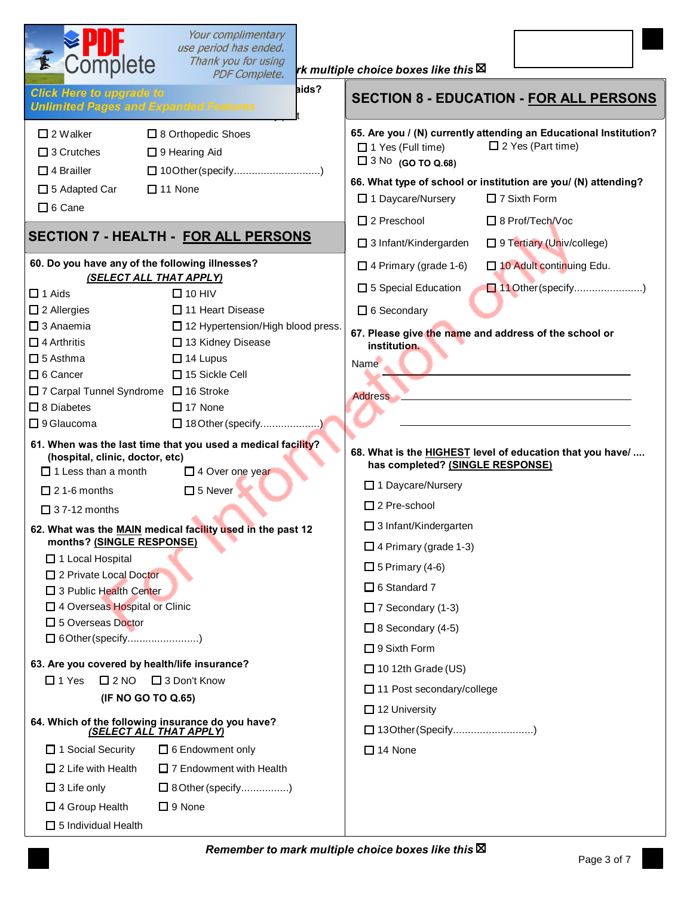Remember to mark multiple choice boxes like this ☒

- ☐ 2 Walker
- ☐ 3 Crutches
- ☐ 4 Brailler
- ☐ 5 Adapted Car
- ☐ 6 Cane
- ☐ 8 Orthopedic Shoes
- ☐ 9 Hearing Aid
- ☐ 10 Other (specify............................)
- ☐ 11 None

## SECTION 7 - HEALTH - FOR ALL PERSONS

**60. Do you have any of the following illnesses?**
***(SELECT ALL THAT APPLY)***

- ☐ 1 Aids
- ☐ 2 Allergies
- ☐ 3 Anaemia
- ☐ 4 Arthritis
- ☐ 5 Asthma
- ☐ 6 Cancer
- ☐ 7 Carpal Tunnel Syndrome
- ☐ 8 Diabetes
- ☐ 9 Glaucoma
- ☐ 10 HIV
- ☐ 11 Heart Disease
- ☐ 12 Hypertension/High blood press.
- ☐ 13 Kidney Disease
- ☐ 14 Lupus
- ☐ 15 Sickle Cell
- ☐ 16 Stroke
- ☐ 17 None
- ☐ 18 Other (specify...................)

**61. When was the last time that you used a medical facility? (hospital, clinic, doctor, etc)**

- ☐ 1 Less than a month
- ☐ 2 1-6 months
- ☐ 3 7-12 months
- ☐ 4 Over one year
- ☐ 5 Never

**62. What was the MAIN medical facility used in the past 12 months? (SINGLE RESPONSE)**

- ☐ 1 Local Hospital
- ☐ 2 Private Local Doctor
- ☐ 3 Public Health Center
- ☐ 4 Overseas Hospital or Clinic
- ☐ 5 Overseas Doctor
- ☐ 6 Other (specify.......................)

**63. Are you covered by health/life insurance?**

- ☐ 1 Yes
- ☐ 2 NO
- ☐ 3 Don't Know

**(IF NO GO TO Q.65)**

**64. Which of the following insurance do you have?**
***(SELECT ALL THAT APPLY)***

- ☐ 1 Social Security
- ☐ 2 Life with Health
- ☐ 3 Life only
- ☐ 4 Group Health
- ☐ 5 Individual Health
- ☐ 6 Endowment only
- ☐ 7 Endowment with Health
- ☐ 8 Other (specify................)
- ☐ 9 None

## SECTION 8 - EDUCATION - FOR ALL PERSONS

**65. Are you / (N) currently attending an Educational Institution?**

- ☐ 1 Yes (Full time)
- ☐ 2 Yes (Part time)
- ☐ 3 No **(GO TO Q.68)**

**66. What type of school or institution are you/ (N) attending?**

- ☐ 1 Daycare/Nursery
- ☐ 2 Preschool
- ☐ 3 Infant/Kindergarden
- ☐ 4 Primary (grade 1-6)
- ☐ 5 Special Education
- ☐ 6 Secondary
- ☐ 7 Sixth Form
- ☐ 8 Prof/Tech/Voc
- ☐ 9 Tertiary (Univ/college)
- ☐ 10 Adult continuing Edu.
- ☐ 11 Other (specify......................)

**67. Please give the name and address of the school or institution.**

Name ____________________

Address ____________________

____________________

**68. What is the HIGHEST level of education that you have/ .... has completed? (SINGLE RESPONSE)**

- ☐ 1 Daycare/Nursery
- ☐ 2 Pre-school
- ☐ 3 Infant/Kindergarten
- ☐ 4 Primary (grade 1-3)
- ☐ 5 Primary (4-6)
- ☐ 6 Standard 7
- ☐ 7 Secondary (1-3)
- ☐ 8 Secondary (4-5)
- ☐ 9 Sixth Form
- ☐ 10 12th Grade (US)
- ☐ 11 Post secondary/college
- ☐ 12 University
- ☐ 13 Other (Specify..........................)
- ☐ 14 None

*Remember to mark multiple choice boxes like this ☒*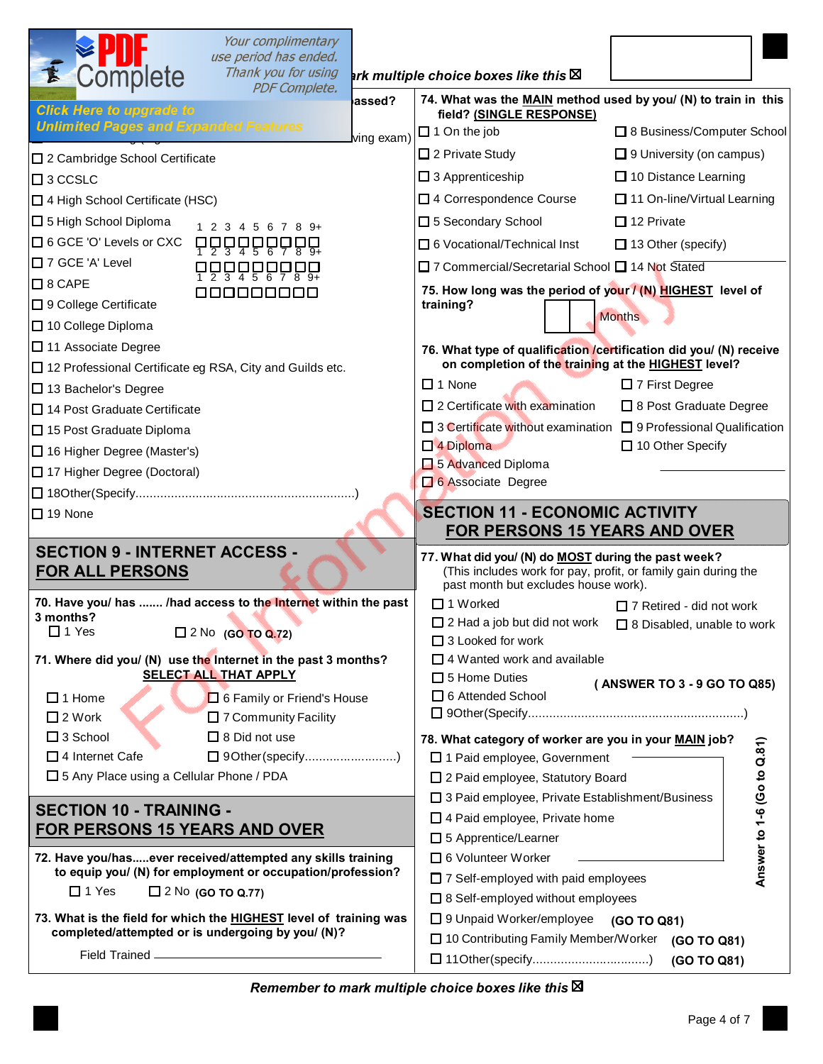*Remember to mark multiple choice boxes like this* ☒

...assed?

...ving exam)

- ☐ 2 Cambridge School Certificate
- ☐ 3 CCSLC
- ☐ 4 High School Certificate (HSC)
- ☐ 5 High School Diploma
- ☐ 6 GCE 'O' Levels or CXC
- ☐ 7 GCE 'A' Level
- ☐ 8 CAPE
- ☐ 9 College Certificate
- ☐ 10 College Diploma
- ☐ 11 Associate Degree
- ☐ 12 Professional Certificate eg RSA, City and Guilds etc.
- ☐ 13 Bachelor's Degree
- ☐ 14 Post Graduate Certificate
- ☐ 15 Post Graduate Diploma
- ☐ 16 Higher Degree (Master's)
- ☐ 17 Higher Degree (Doctoral)
- ☐ 18Other(Specify..............................................................)
- ☐ 19 None

1 2 3 4 5 6 7 8 9+ ☐☐☐☐☐☐☐☐☐

1 2 3 4 5 6 7 8 9+ ☐☐☐☐☐☐☐☐☐

1 2 3 4 5 6 7 8 9+ ☐☐☐☐☐☐☐☐☐

## SECTION 9 - INTERNET ACCESS - FOR ALL PERSONS

**70. Have you/ has ....... /had access to the Internet within the past 3 months?**

☐ 1 Yes ☐ 2 No **(GO TO Q.72)**

**71. Where did you/ (N) use the Internet in the past 3 months? SELECT ALL THAT APPLY**

- ☐ 1 Home
- ☐ 2 Work
- ☐ 3 School
- ☐ 4 Internet Cafe
- ☐ 5 Any Place using a Cellular Phone / PDA
- ☐ 6 Family or Friend's House
- ☐ 7 Community Facility
- ☐ 8 Did not use
- ☐ 9Other(specify..........................)

## SECTION 10 - TRAINING - FOR PERSONS 15 YEARS AND OVER

**72. Have you/has.....ever received/attempted any skills training to equip you/ (N) for employment or occupation/profession?**

☐ 1 Yes ☐ 2 No **(GO TO Q.77)**

**73. What is the field for which the HIGHEST level of training was completed/attempted or is undergoing by you/ (N)?**

Field Trained ______________________

**74. What was the MAIN method used by you/ (N) to train in this field? (SINGLE RESPONSE)**

- ☐ 1 On the job
- ☐ 2 Private Study
- ☐ 3 Apprenticeship
- ☐ 4 Correspondence Course
- ☐ 5 Secondary School
- ☐ 6 Vocational/Technical Inst
- ☐ 7 Commercial/Secretarial School
- ☐ 8 Business/Computer School
- ☐ 9 University (on campus)
- ☐ 10 Distance Learning
- ☐ 11 On-line/Virtual Learning
- ☐ 12 Private
- ☐ 13 Other (specify)
- ☐ 14 Not Stated

**75. How long was the period of your / (N) HIGHEST level of training?**

☐☐ Months

**76. What type of qualification /certification did you/ (N) receive on completion of the training at the HIGHEST level?**

- ☐ 1 None
- ☐ 2 Certificate with examination
- ☐ 3 Certificate without examination
- ☐ 4 Diploma
- ☐ 5 Advanced Diploma
- ☐ 6 Associate Degree
- ☐ 7 First Degree
- ☐ 8 Post Graduate Degree
- ☐ 9 Professional Qualification
- ☐ 10 Other Specify ______________

## SECTION 11 - ECONOMIC ACTIVITY FOR PERSONS 15 YEARS AND OVER

**77. What did you/ (N) do MOST during the past week?**
(This includes work for pay, profit, or family gain during the past month but excludes house work).

- ☐ 1 Worked
- ☐ 2 Had a job but did not work
- ☐ 3 Looked for work
- ☐ 4 Wanted work and available
- ☐ 5 Home Duties
- ☐ 6 Attended School
- ☐ 7 Retired - did not work
- ☐ 8 Disabled, unable to work
- ☐ 9Other(Specify............................................................)

**( ANSWER TO 3 - 9 GO TO Q85)**

**78. What category of worker are you in your MAIN job?**

- ☐ 1 Paid employee, Government
- ☐ 2 Paid employee, Statutory Board
- ☐ 3 Paid employee, Private Establishment/Business
- ☐ 4 Paid employee, Private home
- ☐ 5 Apprentice/Learner
- ☐ 6 Volunteer Worker
- ☐ 7 Self-employed with paid employees
- ☐ 8 Self-employed without employees

**Answer to 1-6 (Go to Q.81)**

- ☐ 9 Unpaid Worker/employee **(GO TO Q81)**
- ☐ 10 Contributing Family Member/Worker **(GO TO Q81)**
- ☐ 11Other(specify................................) **(GO TO Q81)**

*Remember to mark multiple choice boxes like this* ☒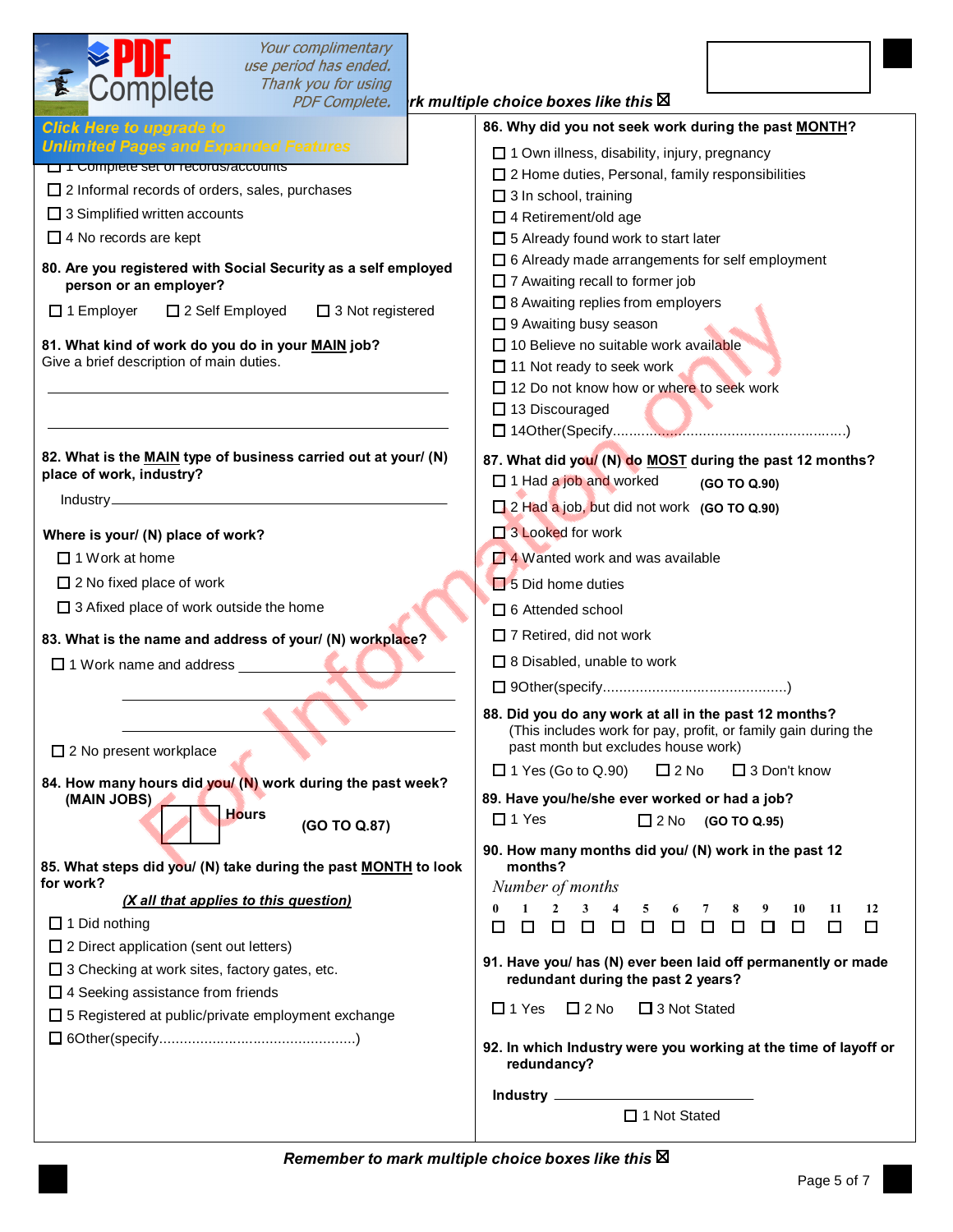*...rk multiple choice boxes like this ☒*

☐ 1 Complete set of records/accounts
☐ 2 Informal records of orders, sales, purchases
☐ 3 Simplified written accounts
☐ 4 No records are kept

**80. Are you registered with Social Security as a self employed person or an employer?**

☐ 1 Employer ☐ 2 Self Employed ☐ 3 Not registered

**81. What kind of work do you do in your MAIN job?**
Give a brief description of main duties.

\_\_\_\_\_\_\_\_\_\_\_\_\_\_\_\_\_\_\_\_\_\_\_\_\_\_\_\_\_\_\_\_\_\_\_\_\_\_\_\_

\_\_\_\_\_\_\_\_\_\_\_\_\_\_\_\_\_\_\_\_\_\_\_\_\_\_\_\_\_\_\_\_\_\_\_\_\_\_\_\_

**82. What is the MAIN type of business carried out at your/ (N) place of work, industry?**

Industry\_\_\_\_\_\_\_\_\_\_\_\_\_\_\_\_\_\_\_\_\_\_\_\_\_\_\_\_\_\_\_\_\_\_\_\_

**Where is your/ (N) place of work?**

☐ 1 Work at home
☐ 2 No fixed place of work
☐ 3 Afixed place of work outside the home

**83. What is the name and address of your/ (N) workplace?**

☐ 1 Work name and address \_\_\_\_\_\_\_\_\_\_\_\_\_\_\_\_\_\_\_\_\_\_\_\_\_\_

\_\_\_\_\_\_\_\_\_\_\_\_\_\_\_\_\_\_\_\_\_\_\_\_\_\_\_\_\_\_\_\_\_\_\_\_\_\_\_\_

\_\_\_\_\_\_\_\_\_\_\_\_\_\_\_\_\_\_\_\_\_\_\_\_\_\_\_\_\_\_\_\_\_\_\_\_\_\_\_\_

☐ 2 No present workplace

**84. How many hours did you/ (N) work during the past week? (MAIN JOBS)**

☐☐ **Hours** **(GO TO Q.87)**

**85. What steps did you/ (N) take during the past MONTH to look for work?**

***(X all that applies to this question)***

☐ 1 Did nothing
☐ 2 Direct application (sent out letters)
☐ 3 Checking at work sites, factory gates, etc.
☐ 4 Seeking assistance from friends
☐ 5 Registered at public/private employment exchange
☐ 6Other(specify................................................)

**86. Why did you not seek work during the past MONTH?**

☐ 1 Own illness, disability, injury, pregnancy
☐ 2 Home duties, Personal, family responsibilities
☐ 3 In school, training
☐ 4 Retirement/old age
☐ 5 Already found work to start later
☐ 6 Already made arrangements for self employment
☐ 7 Awaiting recall to former job
☐ 8 Awaiting replies from employers
☐ 9 Awaiting busy season
☐ 10 Believe no suitable work available
☐ 11 Not ready to seek work
☐ 12 Do not know how or where to seek work
☐ 13 Discouraged
☐ 14Other(Specify...........................................................)

**87. What did you/ (N) do MOST during the past 12 months?**

☐ 1 Had a job and worked **(GO TO Q.90)**
☐ 2 Had a job, but did not work **(GO TO Q.90)**
☐ 3 Looked for work
☐ 4 Wanted work and was available
☐ 5 Did home duties
☐ 6 Attended school
☐ 7 Retired, did not work
☐ 8 Disabled, unable to work
☐ 9Other(specify.............................................)

**88. Did you do any work at all in the past 12 months?**
(This includes work for pay, profit, or family gain during the past month but excludes house work)

☐ 1 Yes (Go to Q.90) ☐ 2 No ☐ 3 Don't know

**89. Have you/he/she ever worked or had a job?**

☐ 1 Yes ☐ 2 No **(GO TO Q.95)**

**90. How many months did you/ (N) work in the past 12 months?**

*Number of months*

| 0 | 1 | 2 | 3 | 4 | 5 | 6 | 7 | 8 | 9 | 10 | 11 | 12 |
|---|---|---|---|---|---|---|---|---|---|---|---|---|
| ☐ | ☐ | ☐ | ☐ | ☐ | ☐ | ☐ | ☐ | ☐ | ☐ | ☐ | ☐ | ☐ |

**91. Have you/ has (N) ever been laid off permanently or made redundant during the past 2 years?**

☐ 1 Yes ☐ 2 No ☐ 3 Not Stated

**92. In which Industry were you working at the time of layoff or redundancy?**

**Industry** \_\_\_\_\_\_\_\_\_\_\_\_\_\_\_\_\_\_\_\_\_\_\_\_\_\_\_\_

☐ 1 Not Stated

***Remember to mark multiple choice boxes like this ☒***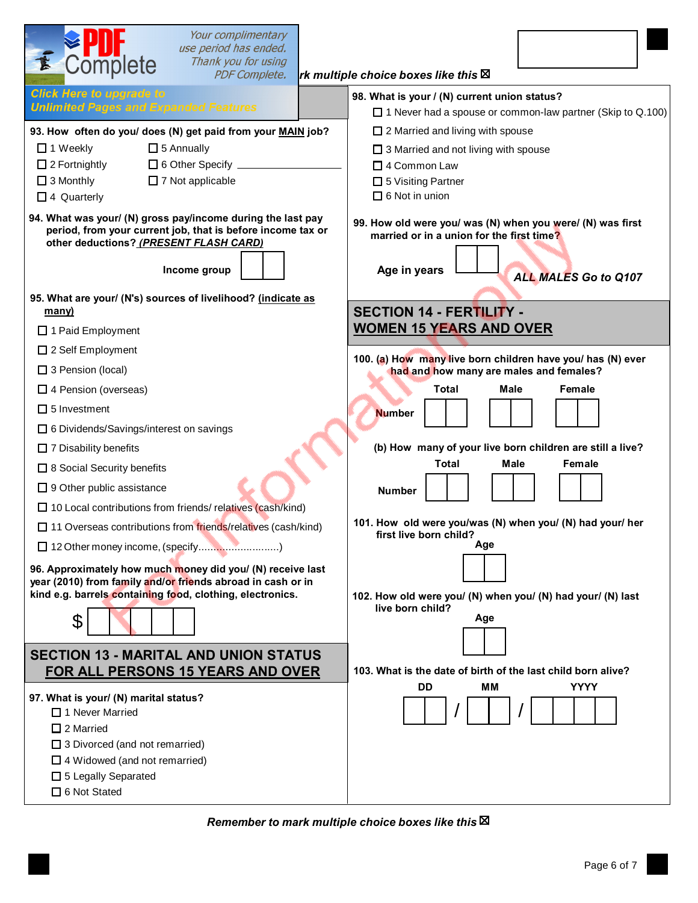*Remember to mark multiple choice boxes like this* ☒

**93. How often do you/ does (N) get paid from your MAIN job?**

- ☐ 1 Weekly
- ☐ 2 Fortnightly
- ☐ 3 Monthly
- ☐ 4 Quarterly
- ☐ 5 Annually
- ☐ 6 Other Specify ____________
- ☐ 7 Not applicable

**94. What was your/ (N) gross pay/income during the last pay period, from your current job, that is before income tax or other deductions? *(PRESENT FLASH CARD)***

**Income group** ☐☐

**95. What are your/ (N's) sources of livelihood? (indicate as many)**

- ☐ 1 Paid Employment
- ☐ 2 Self Employment
- ☐ 3 Pension (local)
- ☐ 4 Pension (overseas)
- ☐ 5 Investment
- ☐ 6 Dividends/Savings/interest on savings
- ☐ 7 Disability benefits
- ☐ 8 Social Security benefits
- ☐ 9 Other public assistance
- ☐ 10 Local contributions from friends/ relatives (cash/kind)
- ☐ 11 Overseas contributions from friends/relatives (cash/kind)
- ☐ 12 Other money income, (specify............................)

**96. Approximately how much money did you/ (N) receive last year (2010) from family and/or friends abroad in cash or in kind e.g. barrels containing food, clothing, electronics.**

$ ☐☐☐☐☐

## SECTION 13 - MARITAL AND UNION STATUS FOR ALL PERSONS 15 YEARS AND OVER

**97. What is your/ (N) marital status?**

- ☐ 1 Never Married
- ☐ 2 Married
- ☐ 3 Divorced (and not remarried)
- ☐ 4 Widowed (and not remarried)
- ☐ 5 Legally Separated
- ☐ 6 Not Stated

**98. What is your / (N) current union status?**

- ☐ 1 Never had a spouse or common-law partner (Skip to Q.100)
- ☐ 2 Married and living with spouse
- ☐ 3 Married and not living with spouse
- ☐ 4 Common Law
- ☐ 5 Visiting Partner
- ☐ 6 Not in union

**99. How old were you/ was (N) when you were/ (N) was first married or in a union for the first time?**

**Age in years** ☐☐

***ALL MALES Go to Q107***

## SECTION 14 - FERTILITY - WOMEN 15 YEARS AND OVER

**100. (a) How many live born children have you/ has (N) ever had and how many are males and females?**

| | Total | Male | Female |
|---|---|---|---|
| **Number** | ☐☐ | ☐☐ | ☐☐ |

**(b) How many of your live born children are still a live?**

| | Total | Male | Female |
|---|---|---|---|
| **Number** | ☐☐ | ☐☐ | ☐☐ |

**101. How old were you/was (N) when you/ (N) had your/ her first live born child?**

**Age** ☐☐

**102. How old were you/ (N) when you/ (N) had your/ (N) last live born child?**

**Age** ☐☐

**103. What is the date of birth of the last child born alive?**

**DD** ☐☐ / **MM** ☐☐ / **YYYY** ☐☐☐☐

*Remember to mark multiple choice boxes like this* ☒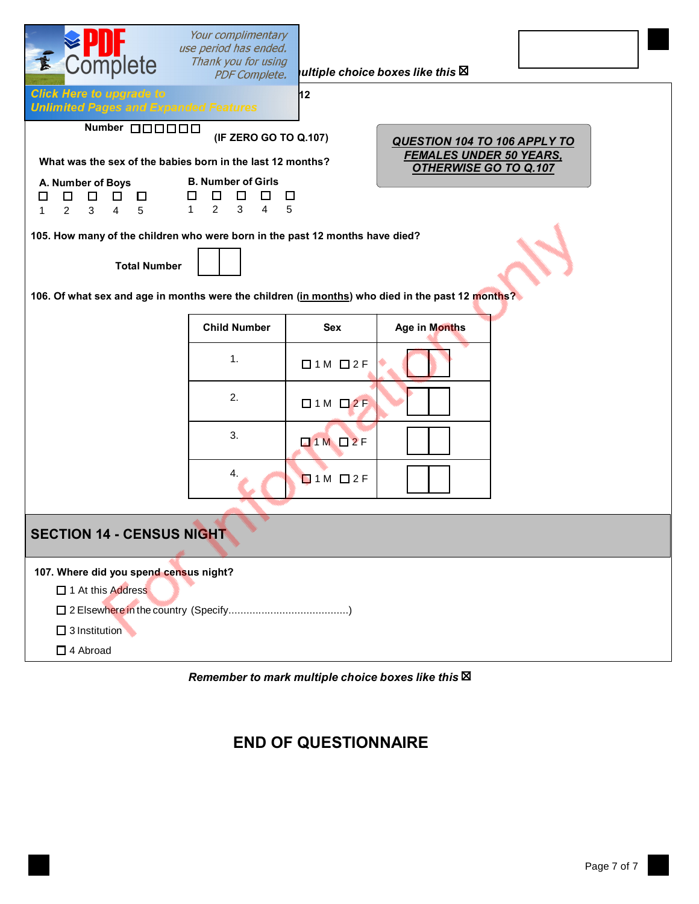*...ultiple choice boxes like this ☒*

...12

Number ☐☐☐☐☐☐

(IF ZERO GO TO Q.107)

**QUESTION 104 TO 106 APPLY TO FEMALES UNDER 50 YEARS, OTHERWISE GO TO Q.107**

What was the sex of the babies born in the last 12 months?

**A. Number of Boys**

☐ 1 ☐ 2 ☐ 3 ☐ 4 ☐ 5

**B. Number of Girls**

☐ 1 ☐ 2 ☐ 3 ☐ 4 ☐ 5

**105. How many of the children who were born in the past 12 months have died?**

**Total Number** ☐☐

**106. Of what sex and age in months were the children (<u>in months</u>) who died in the past 12 months?**

| Child Number | Sex | Age in Months |
|---|---|---|
| 1. | ☐ 1 M ☐ 2 F | ☐☐ |
| 2. | ☐ 1 M ☐ 2 F | ☐☐ |
| 3. | ☐ 1 M ☐ 2 F | ☐☐ |
| 4. | ☐ 1 M ☐ 2 F | ☐☐ |

## SECTION 14 - CENSUS NIGHT

**107. Where did you spend census night?**

- ☐ 1 At this Address
- ☐ 2 Elsewhere in the country (Specify........................................)
- ☐ 3 Institution
- ☐ 4 Abroad

*Remember to mark multiple choice boxes like this ☒*

## END OF QUESTIONNAIRE